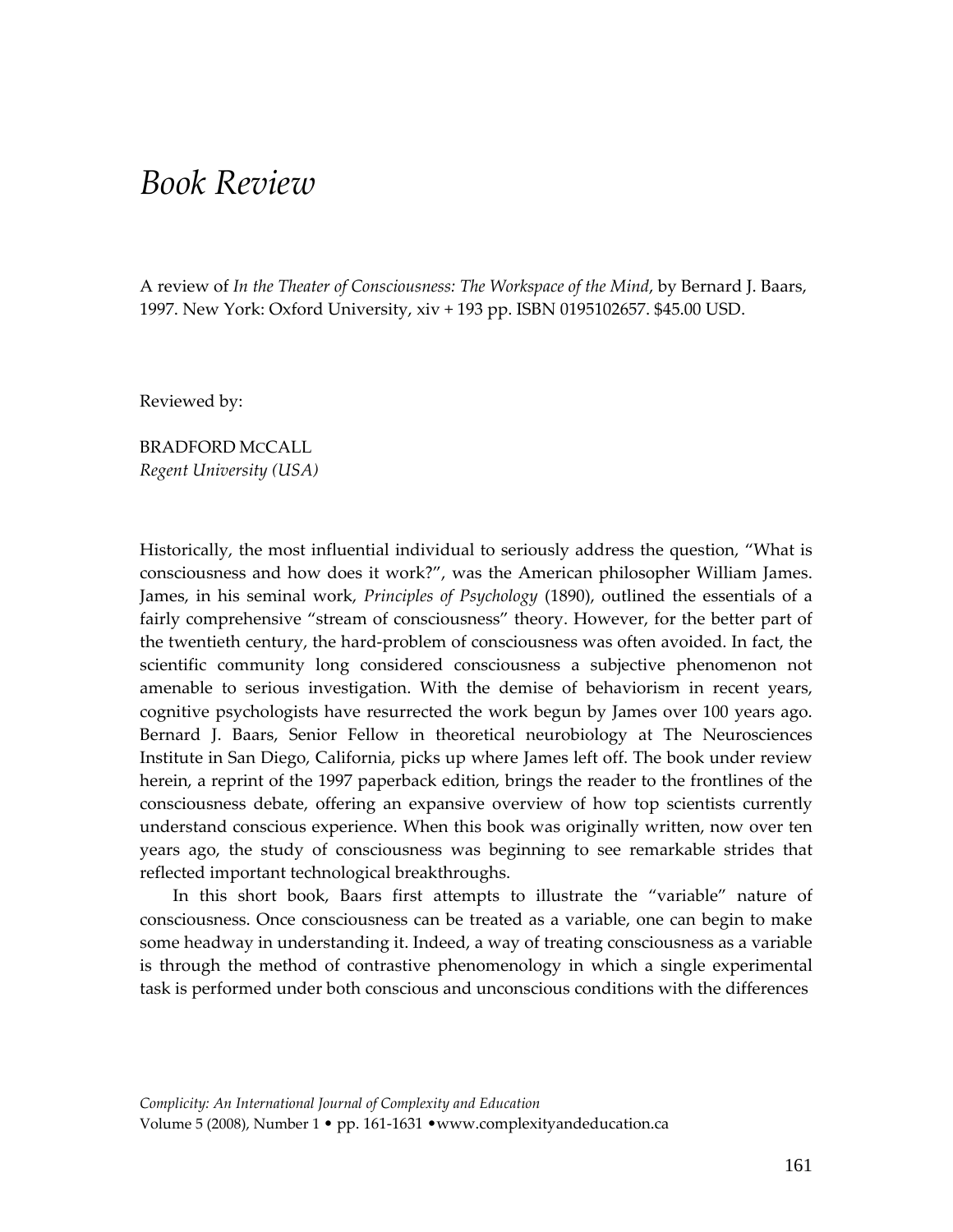# Book Review

A review of *In the Theater of Consciousness: The Workspace of the Mind*, by Bernard J. Baars, 1997. New York: Oxford University, xiv + 193 pp. ISBN 0195102657. $45.00 USD.

Reviewed by:

BRADFORD McCALL
*Regent University (USA)*

Historically, the most influential individual to seriously address the question, "What is consciousness and how does it work?", was the American philosopher William James. James, in his seminal work, *Principles of Psychology* (1890), outlined the essentials of a fairly comprehensive "stream of consciousness" theory. However, for the better part of the twentieth century, the hard-problem of consciousness was often avoided. In fact, the scientific community long considered consciousness a subjective phenomenon not amenable to serious investigation. With the demise of behaviorism in recent years, cognitive psychologists have resurrected the work begun by James over 100 years ago. Bernard J. Baars, Senior Fellow in theoretical neurobiology at The Neurosciences Institute in San Diego, California, picks up where James left off. The book under review herein, a reprint of the 1997 paperback edition, brings the reader to the frontlines of the consciousness debate, offering an expansive overview of how top scientists currently understand conscious experience. When this book was originally written, now over ten years ago, the study of consciousness was beginning to see remarkable strides that reflected important technological breakthroughs.

In this short book, Baars first attempts to illustrate the "variable" nature of consciousness. Once consciousness can be treated as a variable, one can begin to make some headway in understanding it. Indeed, a way of treating consciousness as a variable is through the method of contrastive phenomenology in which a single experimental task is performed under both conscious and unconscious conditions with the differences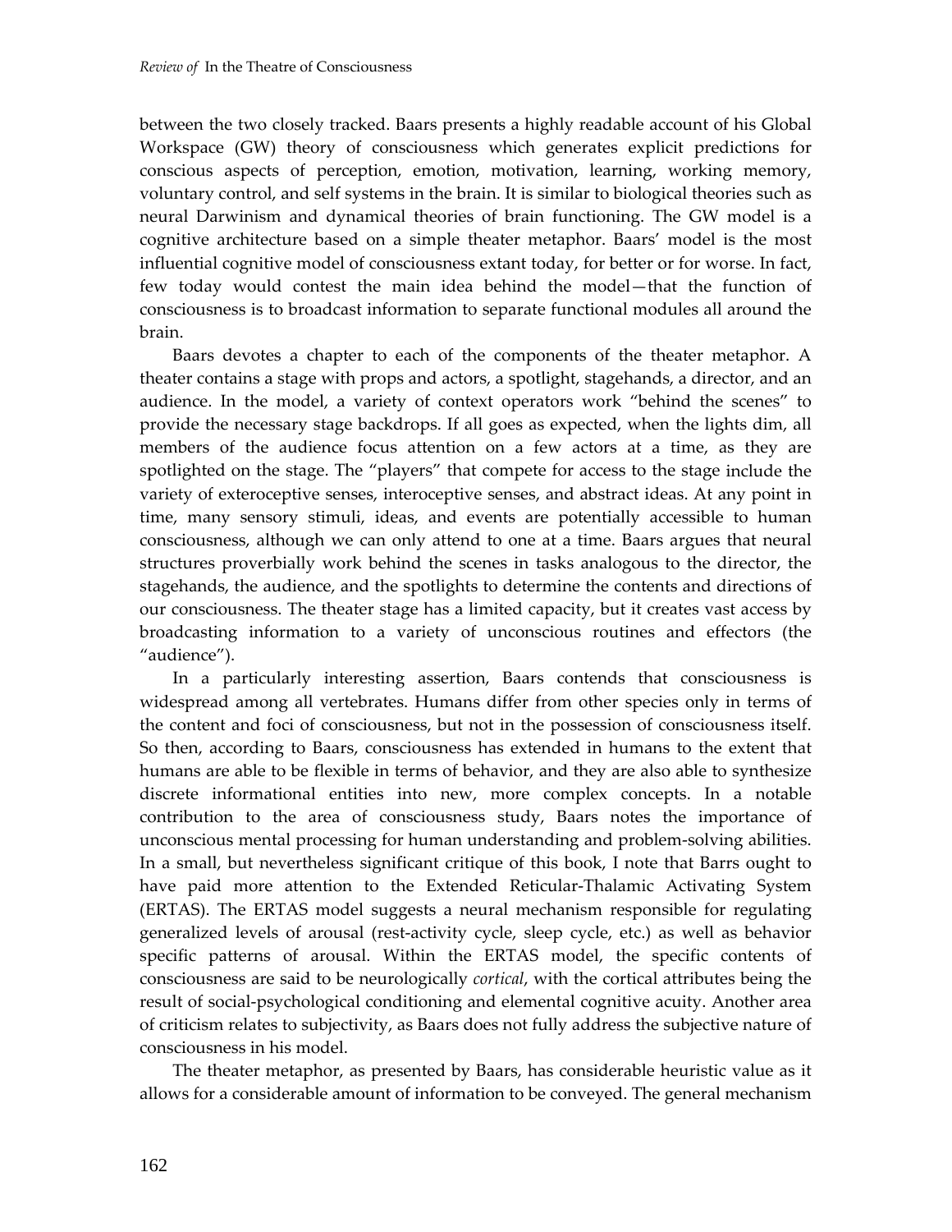between the two closely tracked. Baars presents a highly readable account of his Global Workspace (GW) theory of consciousness which generates explicit predictions for conscious aspects of perception, emotion, motivation, learning, working memory, voluntary control, and self systems in the brain. It is similar to biological theories such as neural Darwinism and dynamical theories of brain functioning. The GW model is a cognitive architecture based on a simple theater metaphor. Baars' model is the most influential cognitive model of consciousness extant today, for better or for worse. In fact, few today would contest the main idea behind the model—that the function of consciousness is to broadcast information to separate functional modules all around the brain.

Baars devotes a chapter to each of the components of the theater metaphor. A theater contains a stage with props and actors, a spotlight, stagehands, a director, and an audience. In the model, a variety of context operators work "behind the scenes" to provide the necessary stage backdrops. If all goes as expected, when the lights dim, all members of the audience focus attention on a few actors at a time, as they are spotlighted on the stage. The "players" that compete for access to the stage include the variety of exteroceptive senses, interoceptive senses, and abstract ideas. At any point in time, many sensory stimuli, ideas, and events are potentially accessible to human consciousness, although we can only attend to one at a time. Baars argues that neural structures proverbially work behind the scenes in tasks analogous to the director, the stagehands, the audience, and the spotlights to determine the contents and directions of our consciousness. The theater stage has a limited capacity, but it creates vast access by broadcasting information to a variety of unconscious routines and effectors (the "audience").

In a particularly interesting assertion, Baars contends that consciousness is widespread among all vertebrates. Humans differ from other species only in terms of the content and foci of consciousness, but not in the possession of consciousness itself. So then, according to Baars, consciousness has extended in humans to the extent that humans are able to be flexible in terms of behavior, and they are also able to synthesize discrete informational entities into new, more complex concepts. In a notable contribution to the area of consciousness study, Baars notes the importance of unconscious mental processing for human understanding and problem-solving abilities. In a small, but nevertheless significant critique of this book, I note that Barrs ought to have paid more attention to the Extended Reticular-Thalamic Activating System (ERTAS). The ERTAS model suggests a neural mechanism responsible for regulating generalized levels of arousal (rest-activity cycle, sleep cycle, etc.) as well as behavior specific patterns of arousal. Within the ERTAS model, the specific contents of consciousness are said to be neurologically *cortical*, with the cortical attributes being the result of social-psychological conditioning and elemental cognitive acuity. Another area of criticism relates to subjectivity, as Baars does not fully address the subjective nature of consciousness in his model.

The theater metaphor, as presented by Baars, has considerable heuristic value as it allows for a considerable amount of information to be conveyed. The general mechanism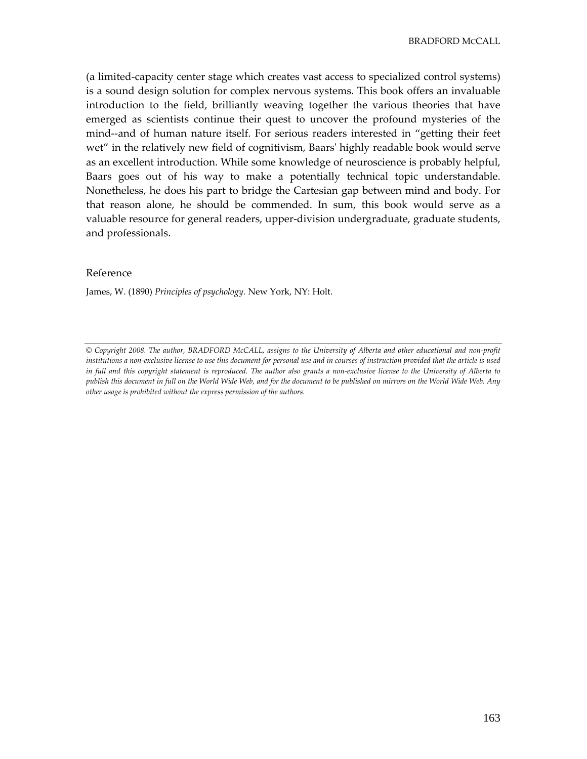(a limited-capacity center stage which creates vast access to specialized control systems) is a sound design solution for complex nervous systems. This book offers an invaluable introduction to the field, brilliantly weaving together the various theories that have emerged as scientists continue their quest to uncover the profound mysteries of the mind--and of human nature itself. For serious readers interested in "getting their feet wet" in the relatively new field of cognitivism, Baars' highly readable book would serve as an excellent introduction. While some knowledge of neuroscience is probably helpful, Baars goes out of his way to make a potentially technical topic understandable. Nonetheless, he does his part to bridge the Cartesian gap between mind and body. For that reason alone, he should be commended. In sum, this book would serve as a valuable resource for general readers, upper-division undergraduate, graduate students, and professionals.

## Reference

James, W. (1890) *Principles of psychology*. New York, NY: Holt.

---

*© Copyright 2008. The author, BRADFORD McCALL, assigns to the University of Alberta and other educational and non-profit institutions a non-exclusive license to use this document for personal use and in courses of instruction provided that the article is used in full and this copyright statement is reproduced. The author also grants a non-exclusive license to the University of Alberta to publish this document in full on the World Wide Web, and for the document to be published on mirrors on the World Wide Web. Any other usage is prohibited without the express permission of the authors.*